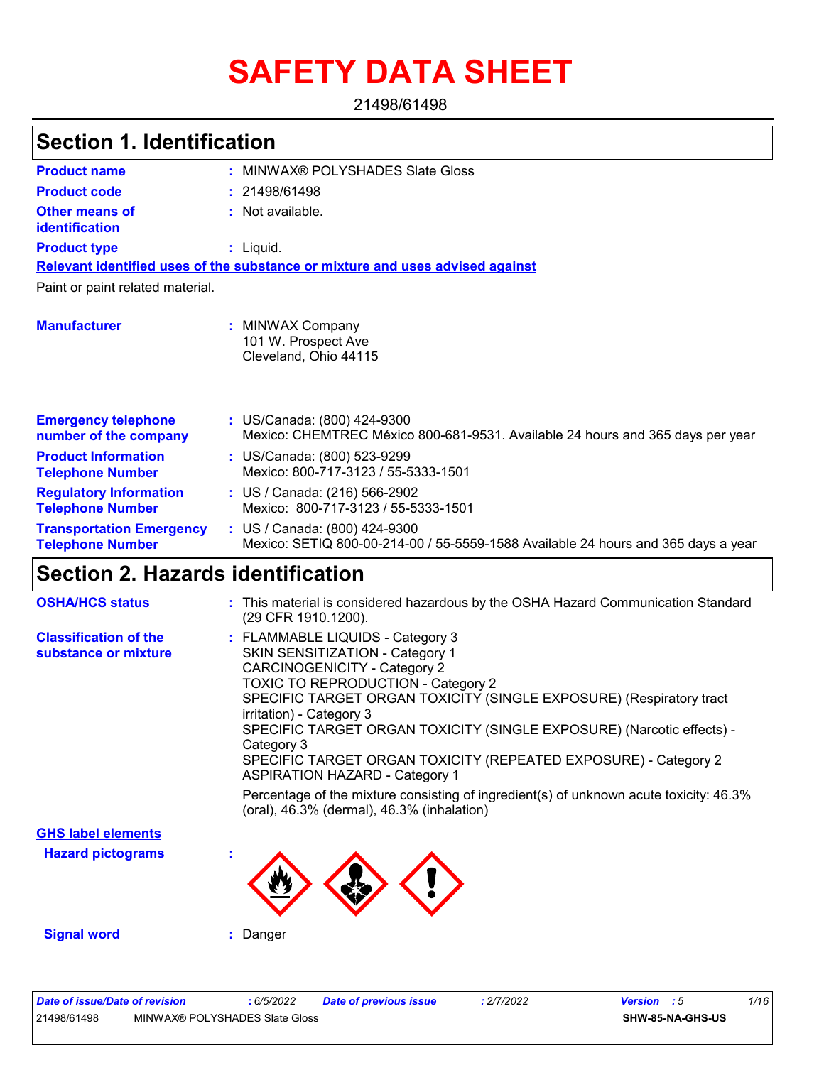# SAFETY DATA SHEET

21498/61498

## Section 1. Identification

**Product name** : MINWAX® POLYSHADES Slate Gloss

**Product code** : 21498/61498

**Other means of identification** : Not available.

**Product type** : Liquid.

**Relevant identified uses of the substance or mixture and uses advised against**

Paint or paint related material.

**Manufacturer** : MINWAX Company
101 W. Prospect Ave
Cleveland, Ohio 44115

**Emergency telephone number of the company** : US/Canada: (800) 424-9300
Mexico: CHEMTREC México 800-681-9531. Available 24 hours and 365 days per year

**Product Information Telephone Number** : US/Canada: (800) 523-9299
Mexico: 800-717-3123 / 55-5333-1501

**Regulatory Information Telephone Number** : US / Canada: (216) 566-2902
Mexico: 800-717-3123 / 55-5333-1501

**Transportation Emergency Telephone Number** : US / Canada: (800) 424-9300
Mexico: SETIQ 800-00-214-00 / 55-5559-1588 Available 24 hours and 365 days a year

## Section 2. Hazards identification

**OSHA/HCS status** : This material is considered hazardous by the OSHA Hazard Communication Standard (29 CFR 1910.1200).

**Classification of the substance or mixture** : FLAMMABLE LIQUIDS - Category 3
SKIN SENSITIZATION - Category 1
CARCINOGENICITY - Category 2
TOXIC TO REPRODUCTION - Category 2
SPECIFIC TARGET ORGAN TOXICITY (SINGLE EXPOSURE) (Respiratory tract irritation) - Category 3
SPECIFIC TARGET ORGAN TOXICITY (SINGLE EXPOSURE) (Narcotic effects) - Category 3
SPECIFIC TARGET ORGAN TOXICITY (REPEATED EXPOSURE) - Category 2
ASPIRATION HAZARD - Category 1

Percentage of the mixture consisting of ingredient(s) of unknown acute toxicity: 46.3% (oral), 46.3% (dermal), 46.3% (inhalation)

**GHS label elements**

**Hazard pictograms** :

**Signal word** : Danger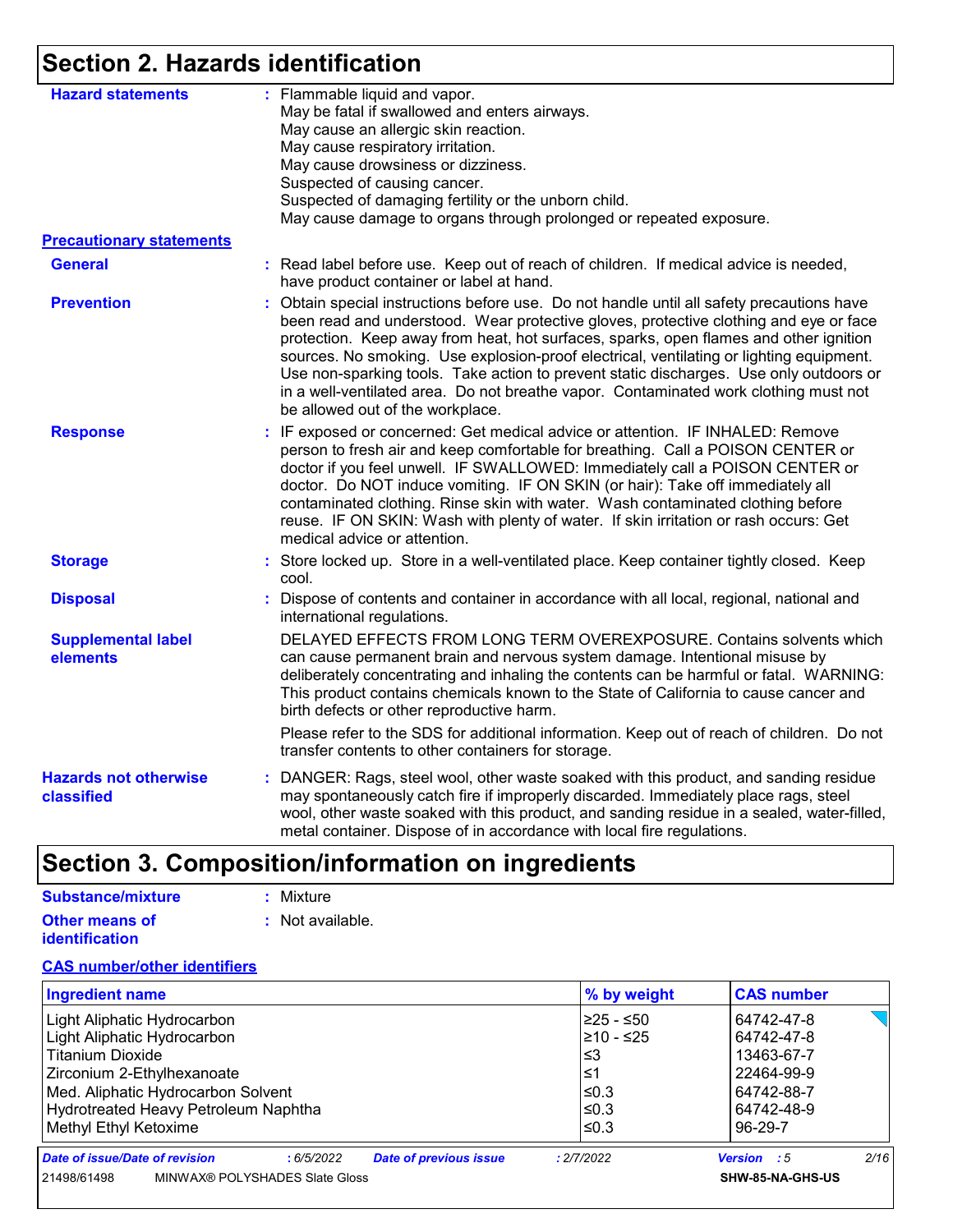## Section 2. Hazards identification

**Hazard statements** : Flammable liquid and vapor.
May be fatal if swallowed and enters airways.
May cause an allergic skin reaction.
May cause respiratory irritation.
May cause drowsiness or dizziness.
Suspected of causing cancer.
Suspected of damaging fertility or the unborn child.
May cause damage to organs through prolonged or repeated exposure.

**Precautionary statements**

**General** : Read label before use. Keep out of reach of children. If medical advice is needed, have product container or label at hand.

**Prevention** : Obtain special instructions before use. Do not handle until all safety precautions have been read and understood. Wear protective gloves, protective clothing and eye or face protection. Keep away from heat, hot surfaces, sparks, open flames and other ignition sources. No smoking. Use explosion-proof electrical, ventilating or lighting equipment. Use non-sparking tools. Take action to prevent static discharges. Use only outdoors or in a well-ventilated area. Do not breathe vapor. Contaminated work clothing must not be allowed out of the workplace.

**Response** : IF exposed or concerned: Get medical advice or attention. IF INHALED: Remove person to fresh air and keep comfortable for breathing. Call a POISON CENTER or doctor if you feel unwell. IF SWALLOWED: Immediately call a POISON CENTER or doctor. Do NOT induce vomiting. IF ON SKIN (or hair): Take off immediately all contaminated clothing. Rinse skin with water. Wash contaminated clothing before reuse. IF ON SKIN: Wash with plenty of water. If skin irritation or rash occurs: Get medical advice or attention.

**Storage** : Store locked up. Store in a well-ventilated place. Keep container tightly closed. Keep cool.

**Disposal** : Dispose of contents and container in accordance with all local, regional, national and international regulations.

**Supplemental label elements** DELAYED EFFECTS FROM LONG TERM OVEREXPOSURE. Contains solvents which can cause permanent brain and nervous system damage. Intentional misuse by deliberately concentrating and inhaling the contents can be harmful or fatal. WARNING: This product contains chemicals known to the State of California to cause cancer and birth defects or other reproductive harm.

Please refer to the SDS for additional information. Keep out of reach of children. Do not transfer contents to other containers for storage.

**Hazards not otherwise classified** : DANGER: Rags, steel wool, other waste soaked with this product, and sanding residue may spontaneously catch fire if improperly discarded. Immediately place rags, steel wool, other waste soaked with this product, and sanding residue in a sealed, water-filled, metal container. Dispose of in accordance with local fire regulations.

## Section 3. Composition/information on ingredients

**Substance/mixture** : Mixture

**Other means of identification** : Not available.

**CAS number/other identifiers**

| Ingredient name | % by weight | CAS number |
|---|---|---|
| Light Aliphatic Hydrocarbon | ≥25 - ≤50 | 64742-47-8 |
| Light Aliphatic Hydrocarbon | ≥10 - ≤25 | 64742-47-8 |
| Titanium Dioxide | ≤3 | 13463-67-7 |
| Zirconium 2-Ethylhexanoate | ≤1 | 22464-99-9 |
| Med. Aliphatic Hydrocarbon Solvent | ≤0.3 | 64742-88-7 |
| Hydrotreated Heavy Petroleum Naphtha | ≤0.3 | 64742-48-9 |
| Methyl Ethyl Ketoxime | ≤0.3 | 96-29-7 |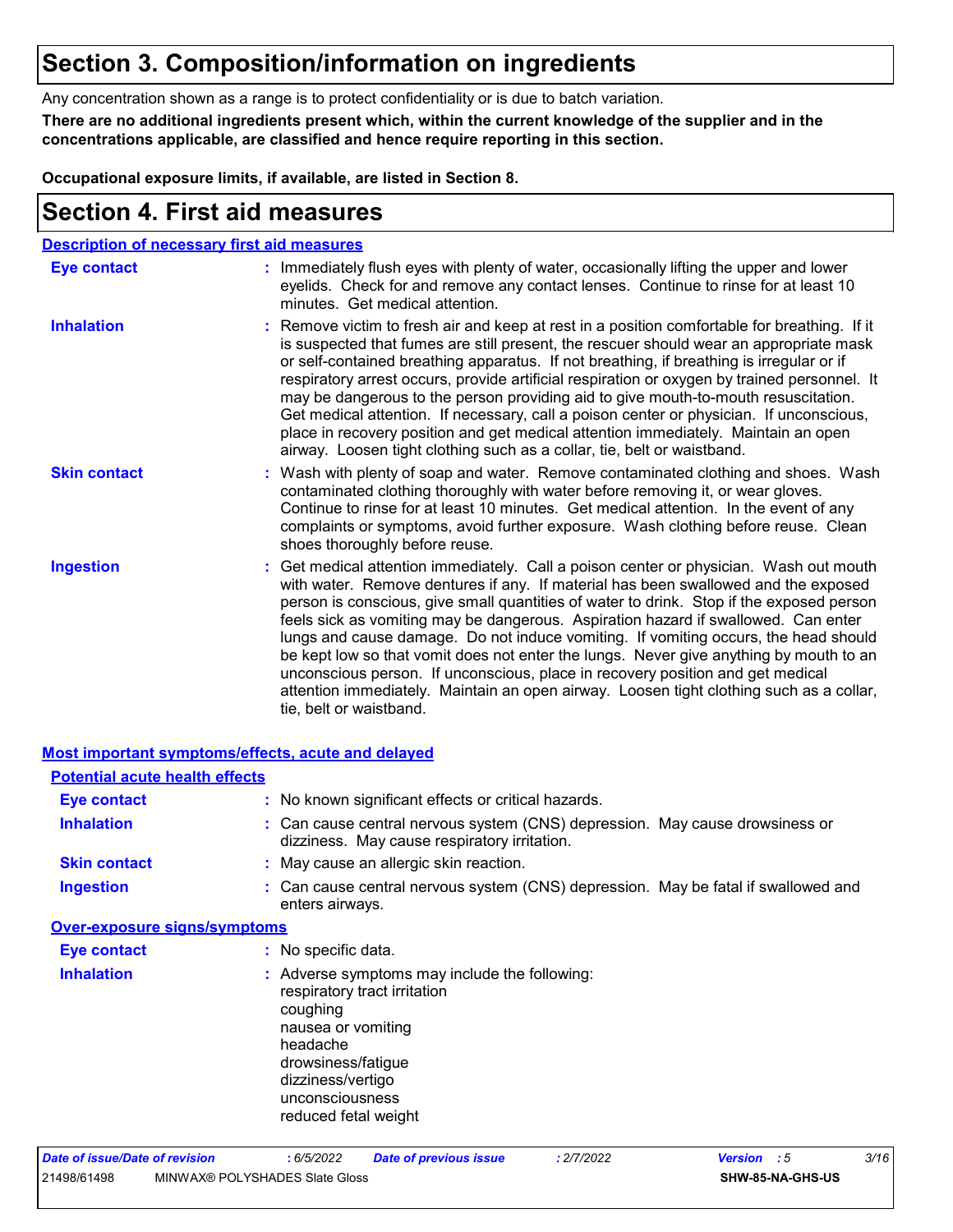# Section 3. Composition/information on ingredients

Any concentration shown as a range is to protect confidentiality or is due to batch variation.

**There are no additional ingredients present which, within the current knowledge of the supplier and in the concentrations applicable, are classified and hence require reporting in this section.**

**Occupational exposure limits, if available, are listed in Section 8.**

# Section 4. First aid measures

## Description of necessary first aid measures

**Eye contact** : Immediately flush eyes with plenty of water, occasionally lifting the upper and lower eyelids. Check for and remove any contact lenses. Continue to rinse for at least 10 minutes. Get medical attention.

**Inhalation** : Remove victim to fresh air and keep at rest in a position comfortable for breathing. If it is suspected that fumes are still present, the rescuer should wear an appropriate mask or self-contained breathing apparatus. If not breathing, if breathing is irregular or if respiratory arrest occurs, provide artificial respiration or oxygen by trained personnel. It may be dangerous to the person providing aid to give mouth-to-mouth resuscitation. Get medical attention. If necessary, call a poison center or physician. If unconscious, place in recovery position and get medical attention immediately. Maintain an open airway. Loosen tight clothing such as a collar, tie, belt or waistband.

**Skin contact** : Wash with plenty of soap and water. Remove contaminated clothing and shoes. Wash contaminated clothing thoroughly with water before removing it, or wear gloves. Continue to rinse for at least 10 minutes. Get medical attention. In the event of any complaints or symptoms, avoid further exposure. Wash clothing before reuse. Clean shoes thoroughly before reuse.

**Ingestion** : Get medical attention immediately. Call a poison center or physician. Wash out mouth with water. Remove dentures if any. If material has been swallowed and the exposed person is conscious, give small quantities of water to drink. Stop if the exposed person feels sick as vomiting may be dangerous. Aspiration hazard if swallowed. Can enter lungs and cause damage. Do not induce vomiting. If vomiting occurs, the head should be kept low so that vomit does not enter the lungs. Never give anything by mouth to an unconscious person. If unconscious, place in recovery position and get medical attention immediately. Maintain an open airway. Loosen tight clothing such as a collar, tie, belt or waistband.

## Most important symptoms/effects, acute and delayed

### Potential acute health effects

**Eye contact** : No known significant effects or critical hazards.

**Inhalation** : Can cause central nervous system (CNS) depression. May cause drowsiness or dizziness. May cause respiratory irritation.

**Skin contact** : May cause an allergic skin reaction.

**Ingestion** : Can cause central nervous system (CNS) depression. May be fatal if swallowed and enters airways.

### Over-exposure signs/symptoms

**Eye contact** : No specific data.

**Inhalation** : Adverse symptoms may include the following:
respiratory tract irritation
coughing
nausea or vomiting
headache
drowsiness/fatigue
dizziness/vertigo
unconsciousness
reduced fetal weight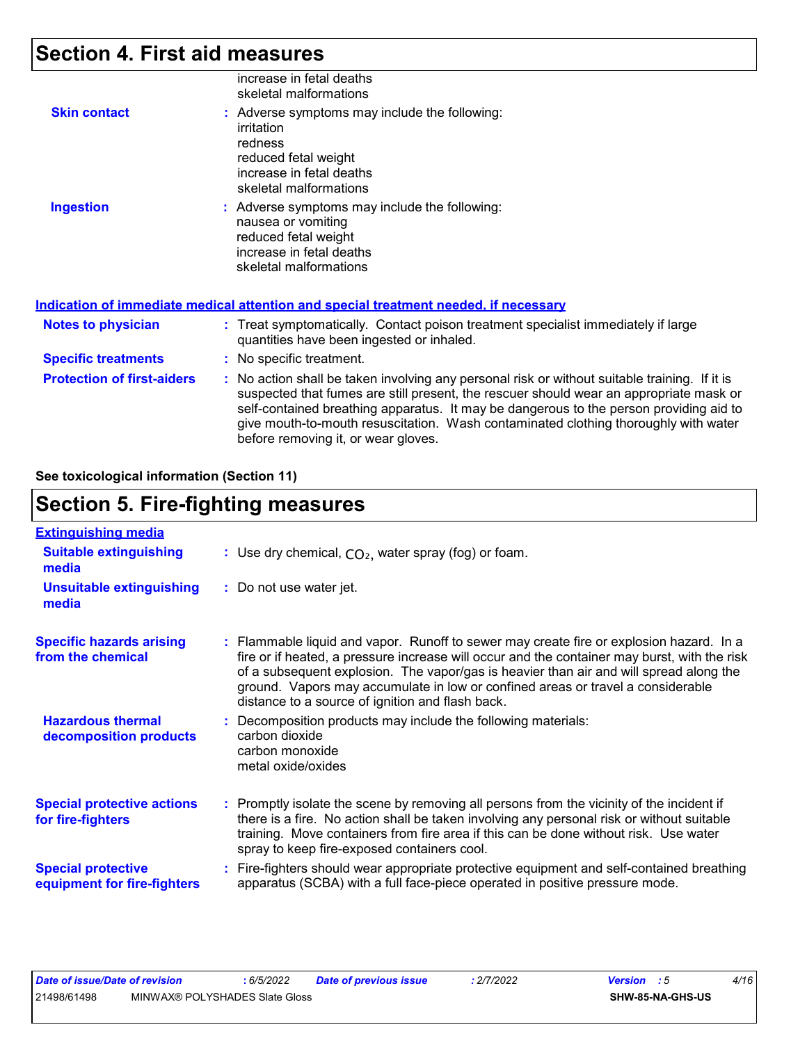# Section 4. First aid measures

increase in fetal deaths
skeletal malformations

**Skin contact** : Adverse symptoms may include the following:
irritation
redness
reduced fetal weight
increase in fetal deaths
skeletal malformations

**Ingestion** : Adverse symptoms may include the following:
nausea or vomiting
reduced fetal weight
increase in fetal deaths
skeletal malformations

## Indication of immediate medical attention and special treatment needed, if necessary

**Notes to physician** : Treat symptomatically. Contact poison treatment specialist immediately if large quantities have been ingested or inhaled.

**Specific treatments** : No specific treatment.

**Protection of first-aiders** : No action shall be taken involving any personal risk or without suitable training. If it is suspected that fumes are still present, the rescuer should wear an appropriate mask or self-contained breathing apparatus. It may be dangerous to the person providing aid to give mouth-to-mouth resuscitation. Wash contaminated clothing thoroughly with water before removing it, or wear gloves.

**See toxicological information (Section 11)**

# Section 5. Fire-fighting measures

## Extinguishing media

**Suitable extinguishing media** : Use dry chemical, $CO_2$, water spray (fog) or foam.

**Unsuitable extinguishing media** : Do not use water jet.

**Specific hazards arising from the chemical** : Flammable liquid and vapor. Runoff to sewer may create fire or explosion hazard. In a fire or if heated, a pressure increase will occur and the container may burst, with the risk of a subsequent explosion. The vapor/gas is heavier than air and will spread along the ground. Vapors may accumulate in low or confined areas or travel a considerable distance to a source of ignition and flash back.

**Hazardous thermal decomposition products** : Decomposition products may include the following materials:
carbon dioxide
carbon monoxide
metal oxide/oxides

**Special protective actions for fire-fighters** : Promptly isolate the scene by removing all persons from the vicinity of the incident if there is a fire. No action shall be taken involving any personal risk or without suitable training. Move containers from fire area if this can be done without risk. Use water spray to keep fire-exposed containers cool.

**Special protective equipment for fire-fighters** : Fire-fighters should wear appropriate protective equipment and self-contained breathing apparatus (SCBA) with a full face-piece operated in positive pressure mode.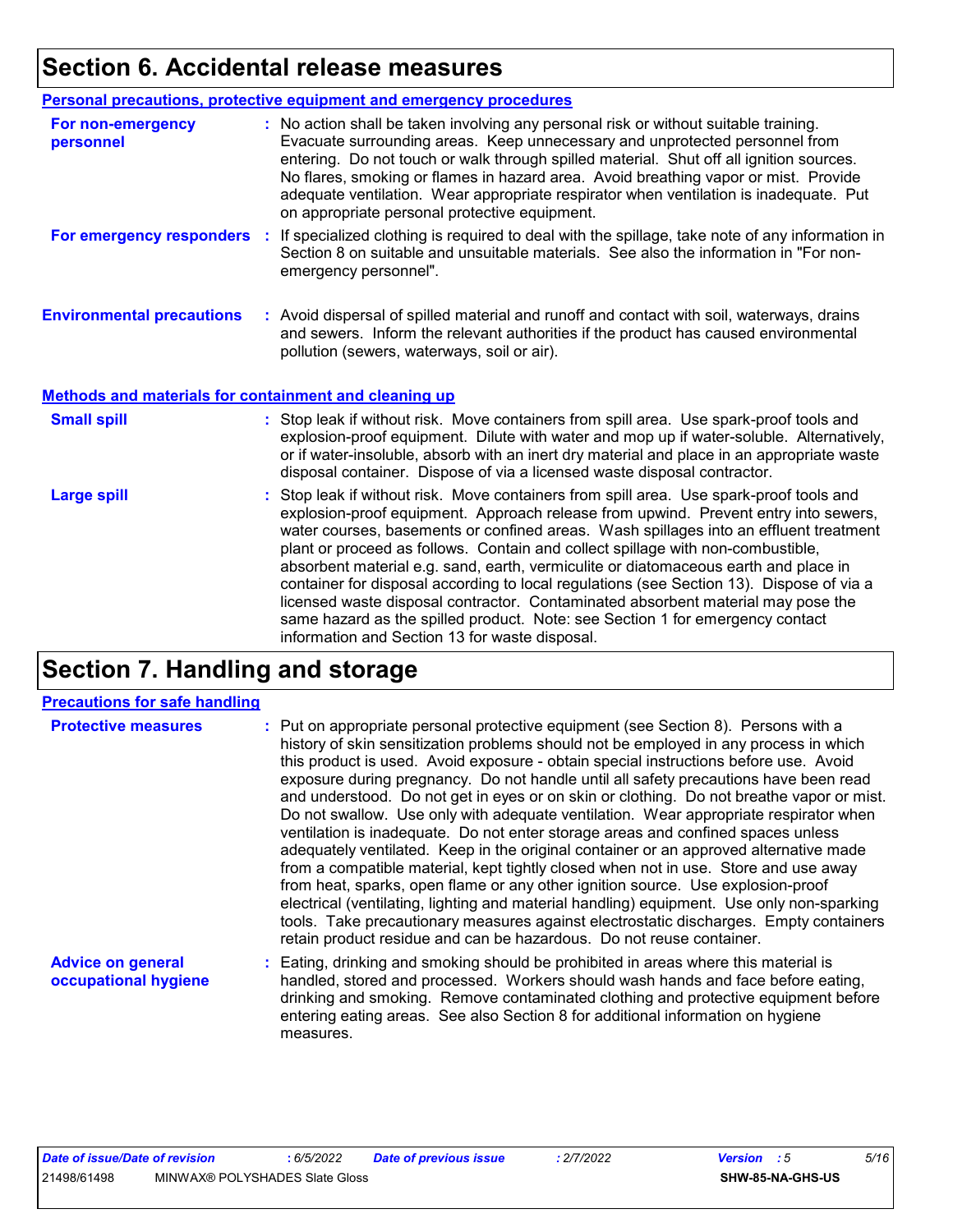# Section 6. Accidental release measures

## Personal precautions, protective equipment and emergency procedures

**For non-emergency personnel** : No action shall be taken involving any personal risk or without suitable training. Evacuate surrounding areas. Keep unnecessary and unprotected personnel from entering. Do not touch or walk through spilled material. Shut off all ignition sources. No flares, smoking or flames in hazard area. Avoid breathing vapor or mist. Provide adequate ventilation. Wear appropriate respirator when ventilation is inadequate. Put on appropriate personal protective equipment.

**For emergency responders** : If specialized clothing is required to deal with the spillage, take note of any information in Section 8 on suitable and unsuitable materials. See also the information in "For non-emergency personnel".

**Environmental precautions** : Avoid dispersal of spilled material and runoff and contact with soil, waterways, drains and sewers. Inform the relevant authorities if the product has caused environmental pollution (sewers, waterways, soil or air).

## Methods and materials for containment and cleaning up

**Small spill** : Stop leak if without risk. Move containers from spill area. Use spark-proof tools and explosion-proof equipment. Dilute with water and mop up if water-soluble. Alternatively, or if water-insoluble, absorb with an inert dry material and place in an appropriate waste disposal container. Dispose of via a licensed waste disposal contractor.

**Large spill** : Stop leak if without risk. Move containers from spill area. Use spark-proof tools and explosion-proof equipment. Approach release from upwind. Prevent entry into sewers, water courses, basements or confined areas. Wash spillages into an effluent treatment plant or proceed as follows. Contain and collect spillage with non-combustible, absorbent material e.g. sand, earth, vermiculite or diatomaceous earth and place in container for disposal according to local regulations (see Section 13). Dispose of via a licensed waste disposal contractor. Contaminated absorbent material may pose the same hazard as the spilled product. Note: see Section 1 for emergency contact information and Section 13 for waste disposal.

# Section 7. Handling and storage

## Precautions for safe handling

**Protective measures** : Put on appropriate personal protective equipment (see Section 8). Persons with a history of skin sensitization problems should not be employed in any process in which this product is used. Avoid exposure - obtain special instructions before use. Avoid exposure during pregnancy. Do not handle until all safety precautions have been read and understood. Do not get in eyes or on skin or clothing. Do not breathe vapor or mist. Do not swallow. Use only with adequate ventilation. Wear appropriate respirator when ventilation is inadequate. Do not enter storage areas and confined spaces unless adequately ventilated. Keep in the original container or an approved alternative made from a compatible material, kept tightly closed when not in use. Store and use away from heat, sparks, open flame or any other ignition source. Use explosion-proof electrical (ventilating, lighting and material handling) equipment. Use only non-sparking tools. Take precautionary measures against electrostatic discharges. Empty containers retain product residue and can be hazardous. Do not reuse container.

**Advice on general occupational hygiene** : Eating, drinking and smoking should be prohibited in areas where this material is handled, stored and processed. Workers should wash hands and face before eating, drinking and smoking. Remove contaminated clothing and protective equipment before entering eating areas. See also Section 8 for additional information on hygiene measures.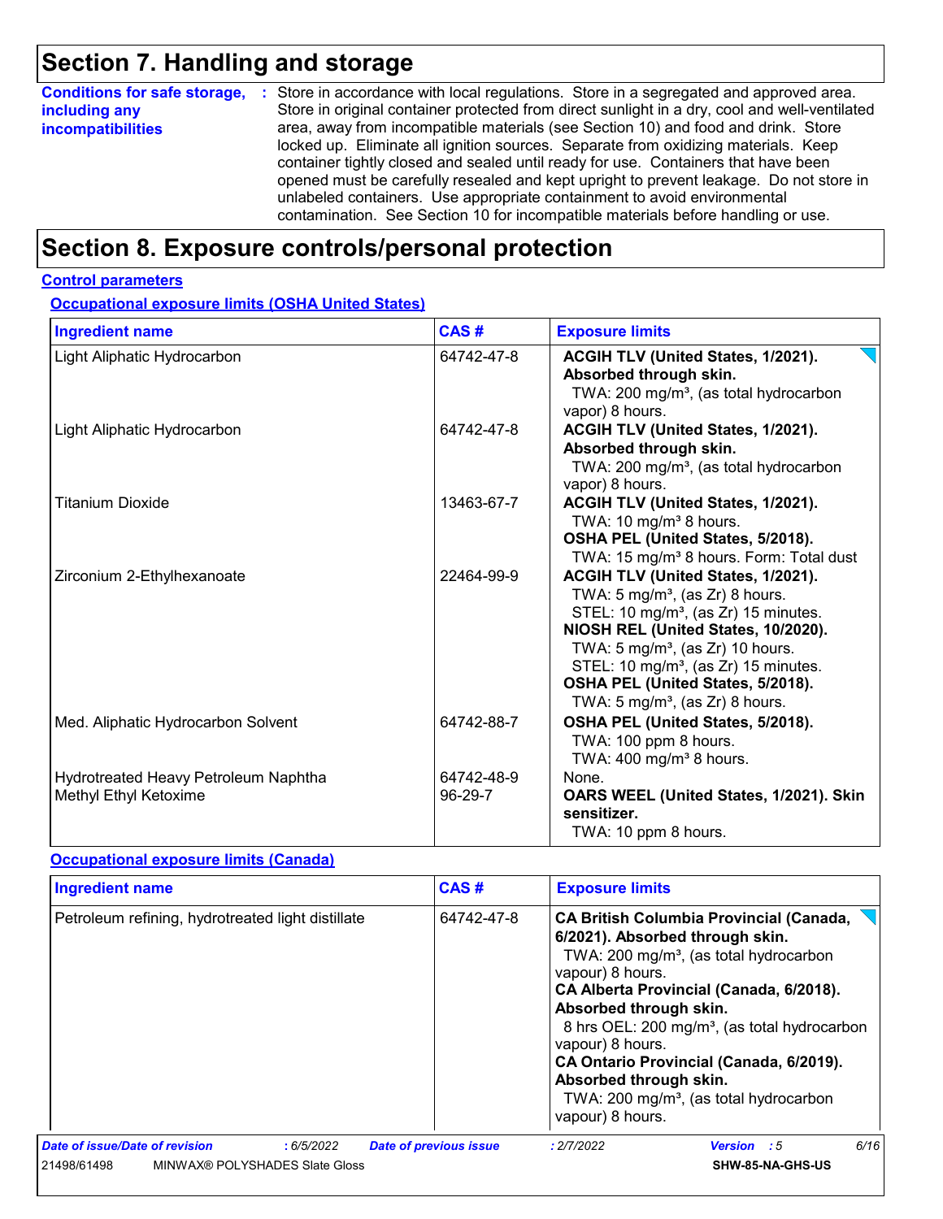## Section 7. Handling and storage

**Conditions for safe storage, including any incompatibilities** : Store in accordance with local regulations. Store in a segregated and approved area. Store in original container protected from direct sunlight in a dry, cool and well-ventilated area, away from incompatible materials (see Section 10) and food and drink. Store locked up. Eliminate all ignition sources. Separate from oxidizing materials. Keep container tightly closed and sealed until ready for use. Containers that have been opened must be carefully resealed and kept upright to prevent leakage. Do not store in unlabeled containers. Use appropriate containment to avoid environmental contamination. See Section 10 for incompatible materials before handling or use.

## Section 8. Exposure controls/personal protection

**Control parameters**

**Occupational exposure limits (OSHA United States)**

| Ingredient name | CAS # | Exposure limits |
|---|---|---|
| Light Aliphatic Hydrocarbon | 64742-47-8 | **ACGIH TLV (United States, 1/2021). Absorbed through skin.** TWA: 200 mg/m³, (as total hydrocarbon vapor) 8 hours. |
| Light Aliphatic Hydrocarbon | 64742-47-8 | **ACGIH TLV (United States, 1/2021). Absorbed through skin.** TWA: 200 mg/m³, (as total hydrocarbon vapor) 8 hours. |
| Titanium Dioxide | 13463-67-7 | **ACGIH TLV (United States, 1/2021).** TWA: 10 mg/m³ 8 hours. **OSHA PEL (United States, 5/2018).** TWA: 15 mg/m³ 8 hours. Form: Total dust |
| Zirconium 2-Ethylhexanoate | 22464-99-9 | **ACGIH TLV (United States, 1/2021).** TWA: 5 mg/m³, (as Zr) 8 hours. STEL: 10 mg/m³, (as Zr) 15 minutes. **NIOSH REL (United States, 10/2020).** TWA: 5 mg/m³, (as Zr) 10 hours. STEL: 10 mg/m³, (as Zr) 15 minutes. **OSHA PEL (United States, 5/2018).** TWA: 5 mg/m³, (as Zr) 8 hours. |
| Med. Aliphatic Hydrocarbon Solvent | 64742-88-7 | **OSHA PEL (United States, 5/2018).** TWA: 100 ppm 8 hours. TWA: 400 mg/m³ 8 hours. |
| Hydrotreated Heavy Petroleum Naphtha | 64742-48-9 | None. |
| Methyl Ethyl Ketoxime | 96-29-7 | **OARS WEEL (United States, 1/2021). Skin sensitizer.** TWA: 10 ppm 8 hours. |

**Occupational exposure limits (Canada)**

| Ingredient name | CAS # | Exposure limits |
|---|---|---|
| Petroleum refining, hydrotreated light distillate | 64742-47-8 | **CA British Columbia Provincial (Canada, 6/2021). Absorbed through skin.** TWA: 200 mg/m³, (as total hydrocarbon vapour) 8 hours. **CA Alberta Provincial (Canada, 6/2018). Absorbed through skin.** 8 hrs OEL: 200 mg/m³, (as total hydrocarbon vapour) 8 hours. **CA Ontario Provincial (Canada, 6/2019). Absorbed through skin.** TWA: 200 mg/m³, (as total hydrocarbon vapour) 8 hours. |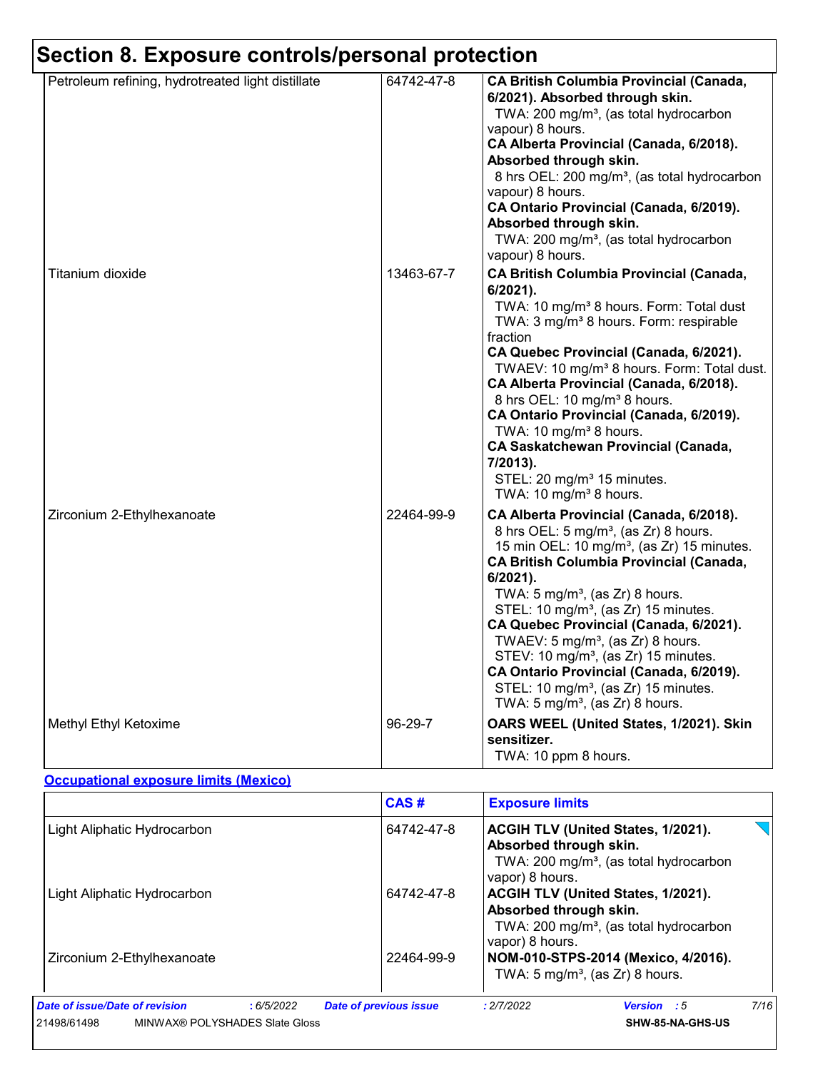## Section 8. Exposure controls/personal protection

| | | |
|---|---|---|
| Petroleum refining, hydrotreated light distillate | 64742-47-8 | **CA British Columbia Provincial (Canada, 6/2021). Absorbed through skin.**<br>TWA: 200 mg/m³, (as total hydrocarbon vapour) 8 hours.<br>**CA Alberta Provincial (Canada, 6/2018). Absorbed through skin.**<br>8 hrs OEL: 200 mg/m³, (as total hydrocarbon vapour) 8 hours.<br>**CA Ontario Provincial (Canada, 6/2019). Absorbed through skin.**<br>TWA: 200 mg/m³, (as total hydrocarbon vapour) 8 hours. |
| Titanium dioxide | 13463-67-7 | **CA British Columbia Provincial (Canada, 6/2021).**<br>TWA: 10 mg/m³ 8 hours. Form: Total dust<br>TWA: 3 mg/m³ 8 hours. Form: respirable fraction<br>**CA Quebec Provincial (Canada, 6/2021).**<br>TWAEV: 10 mg/m³ 8 hours. Form: Total dust.<br>**CA Alberta Provincial (Canada, 6/2018).**<br>8 hrs OEL: 10 mg/m³ 8 hours.<br>**CA Ontario Provincial (Canada, 6/2019).**<br>TWA: 10 mg/m³ 8 hours.<br>**CA Saskatchewan Provincial (Canada, 7/2013).**<br>STEL: 20 mg/m³ 15 minutes.<br>TWA: 10 mg/m³ 8 hours. |
| Zirconium 2-Ethylhexanoate | 22464-99-9 | **CA Alberta Provincial (Canada, 6/2018).**<br>8 hrs OEL: 5 mg/m³, (as Zr) 8 hours.<br>15 min OEL: 10 mg/m³, (as Zr) 15 minutes.<br>**CA British Columbia Provincial (Canada, 6/2021).**<br>TWA: 5 mg/m³, (as Zr) 8 hours.<br>STEL: 10 mg/m³, (as Zr) 15 minutes.<br>**CA Quebec Provincial (Canada, 6/2021).**<br>TWAEV: 5 mg/m³, (as Zr) 8 hours.<br>STEV: 10 mg/m³, (as Zr) 15 minutes.<br>**CA Ontario Provincial (Canada, 6/2019).**<br>STEL: 10 mg/m³, (as Zr) 15 minutes.<br>TWA: 5 mg/m³, (as Zr) 8 hours. |
| Methyl Ethyl Ketoxime | 96-29-7 | **OARS WEEL (United States, 1/2021). Skin sensitizer.**<br>TWA: 10 ppm 8 hours. |

**Occupational exposure limits (Mexico)**

| | CAS # | Exposure limits |
|---|---|---|
| Light Aliphatic Hydrocarbon | 64742-47-8 | **ACGIH TLV (United States, 1/2021). Absorbed through skin.**<br>TWA: 200 mg/m³, (as total hydrocarbon vapor) 8 hours. |
| Light Aliphatic Hydrocarbon | 64742-47-8 | **ACGIH TLV (United States, 1/2021). Absorbed through skin.**<br>TWA: 200 mg/m³, (as total hydrocarbon vapor) 8 hours. |
| Zirconium 2-Ethylhexanoate | 22464-99-9 | **NOM-010-STPS-2014 (Mexico, 4/2016).**<br>TWA: 5 mg/m³, (as Zr) 8 hours. |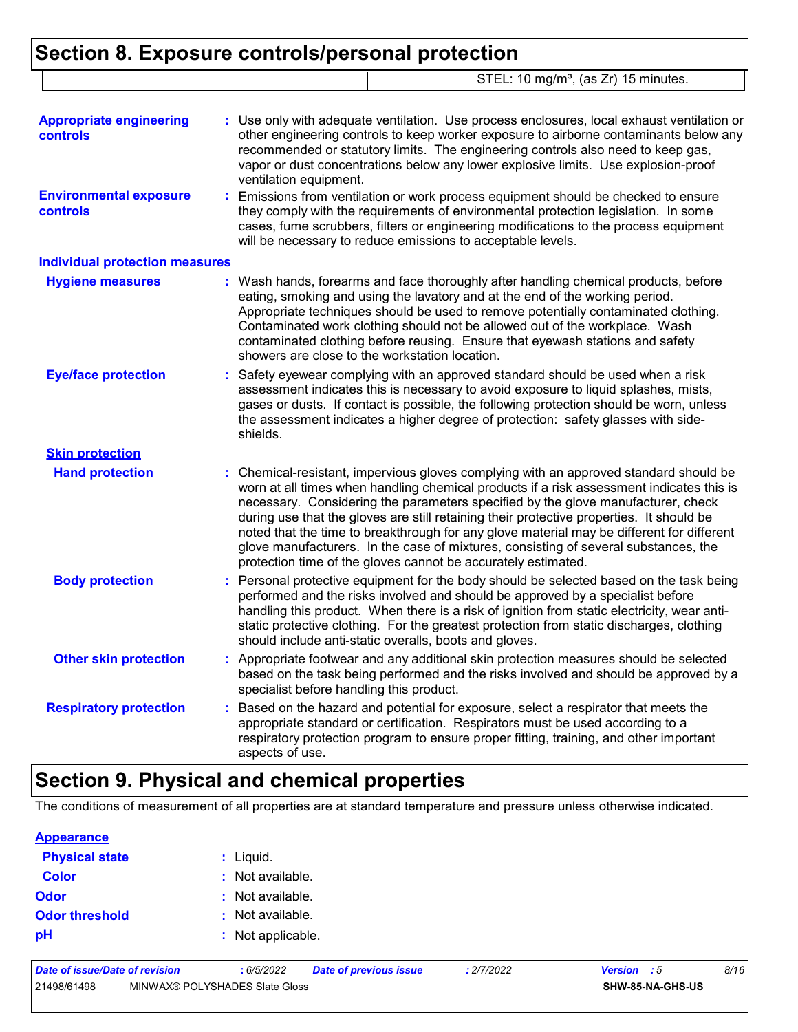## Section 8. Exposure controls/personal protection

| | | |
|---|---|---|
| | | STEL: 10 mg/m³, (as Zr) 15 minutes. |

**Appropriate engineering controls** : Use only with adequate ventilation. Use process enclosures, local exhaust ventilation or other engineering controls to keep worker exposure to airborne contaminants below any recommended or statutory limits. The engineering controls also need to keep gas, vapor or dust concentrations below any lower explosive limits. Use explosion-proof ventilation equipment.

**Environmental exposure controls** : Emissions from ventilation or work process equipment should be checked to ensure they comply with the requirements of environmental protection legislation. In some cases, fume scrubbers, filters or engineering modifications to the process equipment will be necessary to reduce emissions to acceptable levels.

**Individual protection measures**

**Hygiene measures** : Wash hands, forearms and face thoroughly after handling chemical products, before eating, smoking and using the lavatory and at the end of the working period. Appropriate techniques should be used to remove potentially contaminated clothing. Contaminated work clothing should not be allowed out of the workplace. Wash contaminated clothing before reusing. Ensure that eyewash stations and safety showers are close to the workstation location.

**Eye/face protection** : Safety eyewear complying with an approved standard should be used when a risk assessment indicates this is necessary to avoid exposure to liquid splashes, mists, gases or dusts. If contact is possible, the following protection should be worn, unless the assessment indicates a higher degree of protection: safety glasses with side-shields.

**Skin protection**

**Hand protection** : Chemical-resistant, impervious gloves complying with an approved standard should be worn at all times when handling chemical products if a risk assessment indicates this is necessary. Considering the parameters specified by the glove manufacturer, check during use that the gloves are still retaining their protective properties. It should be noted that the time to breakthrough for any glove material may be different for different glove manufacturers. In the case of mixtures, consisting of several substances, the protection time of the gloves cannot be accurately estimated.

**Body protection** : Personal protective equipment for the body should be selected based on the task being performed and the risks involved and should be approved by a specialist before handling this product. When there is a risk of ignition from static electricity, wear anti-static protective clothing. For the greatest protection from static discharges, clothing should include anti-static overalls, boots and gloves.

**Other skin protection** : Appropriate footwear and any additional skin protection measures should be selected based on the task being performed and the risks involved and should be approved by a specialist before handling this product.

**Respiratory protection** : Based on the hazard and potential for exposure, select a respirator that meets the appropriate standard or certification. Respirators must be used according to a respiratory protection program to ensure proper fitting, training, and other important aspects of use.

## Section 9. Physical and chemical properties

The conditions of measurement of all properties are at standard temperature and pressure unless otherwise indicated.

**Appearance**

**Physical state** : Liquid.

**Color** : Not available.

**Odor** : Not available.

**Odor threshold** : Not available.

**pH** : Not applicable.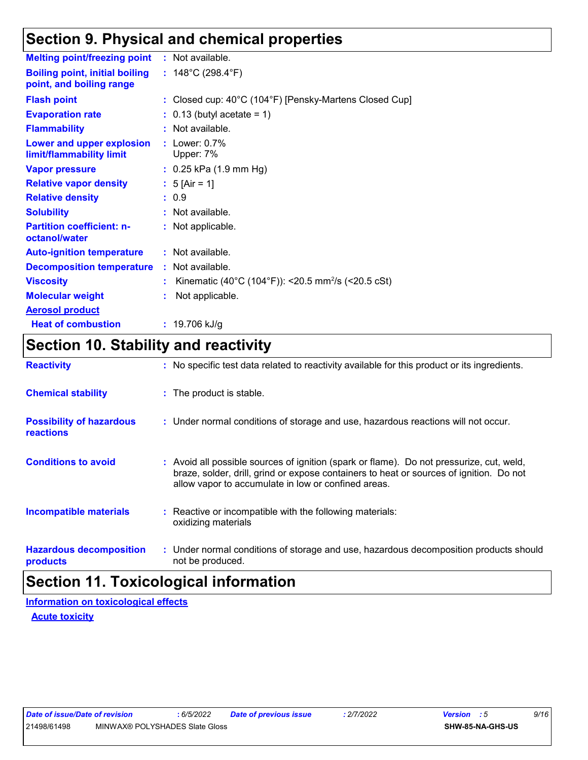## Section 9. Physical and chemical properties

| | |
|---|---|
| **Melting point/freezing point** | : Not available. |
| **Boiling point, initial boiling point, and boiling range** | : 148°C (298.4°F) |
| **Flash point** | : Closed cup: 40°C (104°F) [Pensky-Martens Closed Cup] |
| **Evaporation rate** | : 0.13 (butyl acetate = 1) |
| **Flammability** | : Not available. |
| **Lower and upper explosion limit/flammability limit** | : Lower: 0.7%<br>Upper: 7% |
| **Vapor pressure** | : 0.25 kPa (1.9 mm Hg) |
| **Relative vapor density** | : 5 [Air = 1] |
| **Relative density** | : 0.9 |
| **Solubility** | : Not available. |
| **Partition coefficient: n-octanol/water** | : Not applicable. |
| **Auto-ignition temperature** | : Not available. |
| **Decomposition temperature** | : Not available. |
| **Viscosity** | : Kinematic (40°C (104°F)): <20.5 $mm^2/s$ (<20.5 cSt) |
| **Molecular weight** | : Not applicable. |
| **Aerosol product** | |
| **Heat of combustion** | : 19.706 kJ/g |

## Section 10. Stability and reactivity

| | |
|---|---|
| **Reactivity** | : No specific test data related to reactivity available for this product or its ingredients. |
| **Chemical stability** | : The product is stable. |
| **Possibility of hazardous reactions** | : Under normal conditions of storage and use, hazardous reactions will not occur. |
| **Conditions to avoid** | : Avoid all possible sources of ignition (spark or flame). Do not pressurize, cut, weld, braze, solder, drill, grind or expose containers to heat or sources of ignition. Do not allow vapor to accumulate in low or confined areas. |
| **Incompatible materials** | : Reactive or incompatible with the following materials:<br>oxidizing materials |
| **Hazardous decomposition products** | : Under normal conditions of storage and use, hazardous decomposition products should not be produced. |

## Section 11. Toxicological information

**Information on toxicological effects**

**Acute toxicity**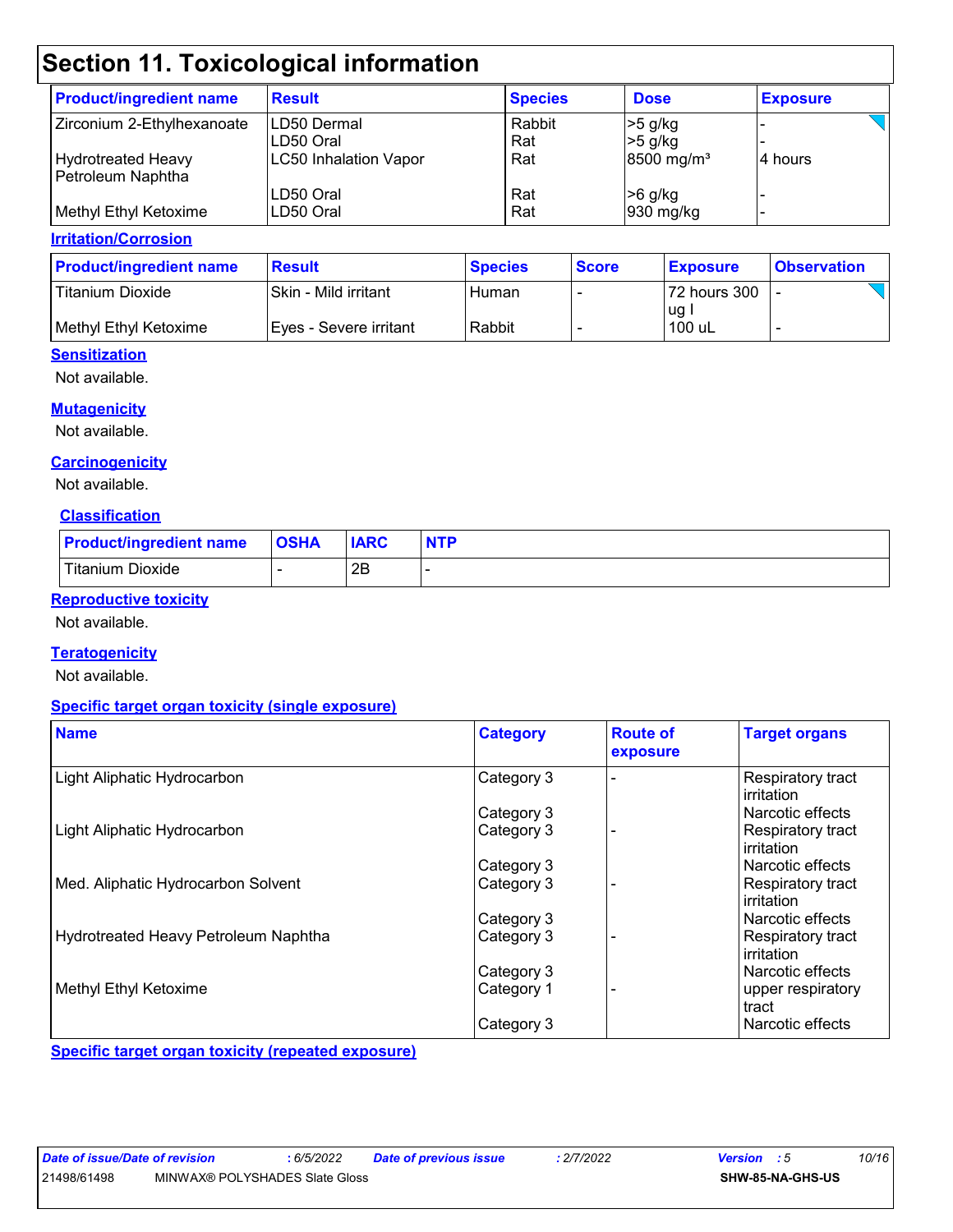# Section 11. Toxicological information

| Product/ingredient name | Result | Species | Dose | Exposure |
|---|---|---|---|---|
| Zirconium 2-Ethylhexanoate | LD50 Dermal | Rabbit | >5 g/kg | - |
| | LD50 Oral | Rat | >5 g/kg | - |
| Hydrotreated Heavy Petroleum Naphtha | LC50 Inhalation Vapor | Rat | 8500 mg/m³ | 4 hours |
| | LD50 Oral | Rat | >6 g/kg | - |
| Methyl Ethyl Ketoxime | LD50 Oral | Rat | 930 mg/kg | - |

**Irritation/Corrosion**

| Product/ingredient name | Result | Species | Score | Exposure | Observation |
|---|---|---|---|---|---|
| Titanium Dioxide | Skin - Mild irritant | Human | - | 72 hours 300 ug I | - |
| Methyl Ethyl Ketoxime | Eyes - Severe irritant | Rabbit | - | 100 uL | - |

**Sensitization**

Not available.

**Mutagenicity**

Not available.

**Carcinogenicity**

Not available.

**Classification**

| Product/ingredient name | OSHA | IARC | NTP |
|---|---|---|---|
| Titanium Dioxide | - | 2B | - |

**Reproductive toxicity**

Not available.

**Teratogenicity**

Not available.

**Specific target organ toxicity (single exposure)**

| Name | Category | Route of exposure | Target organs |
|---|---|---|---|
| Light Aliphatic Hydrocarbon | Category 3 | - | Respiratory tract irritation |
| | Category 3 | | Narcotic effects |
| Light Aliphatic Hydrocarbon | Category 3 | - | Respiratory tract irritation |
| | Category 3 | | Narcotic effects |
| Med. Aliphatic Hydrocarbon Solvent | Category 3 | - | Respiratory tract irritation |
| | Category 3 | | Narcotic effects |
| Hydrotreated Heavy Petroleum Naphtha | Category 3 | - | Respiratory tract irritation |
| | Category 3 | | Narcotic effects |
| Methyl Ethyl Ketoxime | Category 1 | - | upper respiratory tract |
| | Category 3 | | Narcotic effects |

**Specific target organ toxicity (repeated exposure)**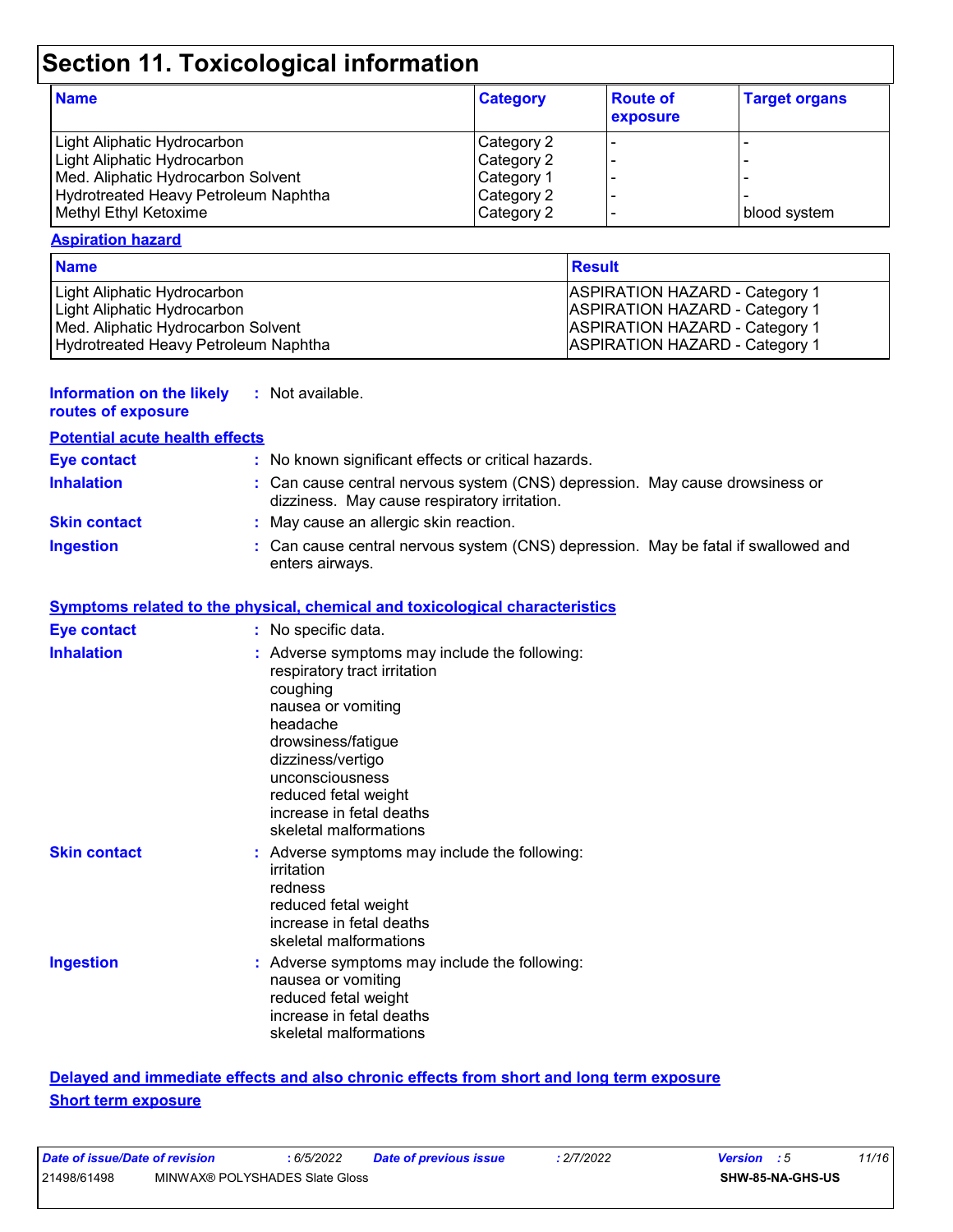# Section 11. Toxicological information

| Name | Category | Route of exposure | Target organs |
|---|---|---|---|
| Light Aliphatic Hydrocarbon | Category 2 | - | - |
| Light Aliphatic Hydrocarbon | Category 2 | - | - |
| Med. Aliphatic Hydrocarbon Solvent | Category 1 | - | - |
| Hydrotreated Heavy Petroleum Naphtha | Category 2 | - | - |
| Methyl Ethyl Ketoxime | Category 2 | - | blood system |

**Aspiration hazard**

| Name | Result |
|---|---|
| Light Aliphatic Hydrocarbon | ASPIRATION HAZARD - Category 1 |
| Light Aliphatic Hydrocarbon | ASPIRATION HAZARD - Category 1 |
| Med. Aliphatic Hydrocarbon Solvent | ASPIRATION HAZARD - Category 1 |
| Hydrotreated Heavy Petroleum Naphtha | ASPIRATION HAZARD - Category 1 |

**Information on the likely routes of exposure** : Not available.

**Potential acute health effects**

**Eye contact** : No known significant effects or critical hazards.

**Inhalation** : Can cause central nervous system (CNS) depression. May cause drowsiness or dizziness. May cause respiratory irritation.

**Skin contact** : May cause an allergic skin reaction.

**Ingestion** : Can cause central nervous system (CNS) depression. May be fatal if swallowed and enters airways.

**Symptoms related to the physical, chemical and toxicological characteristics**

**Eye contact** : No specific data.

**Inhalation** : Adverse symptoms may include the following:
respiratory tract irritation
coughing
nausea or vomiting
headache
drowsiness/fatigue
dizziness/vertigo
unconsciousness
reduced fetal weight
increase in fetal deaths
skeletal malformations

**Skin contact** : Adverse symptoms may include the following:
irritation
redness
reduced fetal weight
increase in fetal deaths
skeletal malformations

**Ingestion** : Adverse symptoms may include the following:
nausea or vomiting
reduced fetal weight
increase in fetal deaths
skeletal malformations

**Delayed and immediate effects and also chronic effects from short and long term exposure**

**Short term exposure**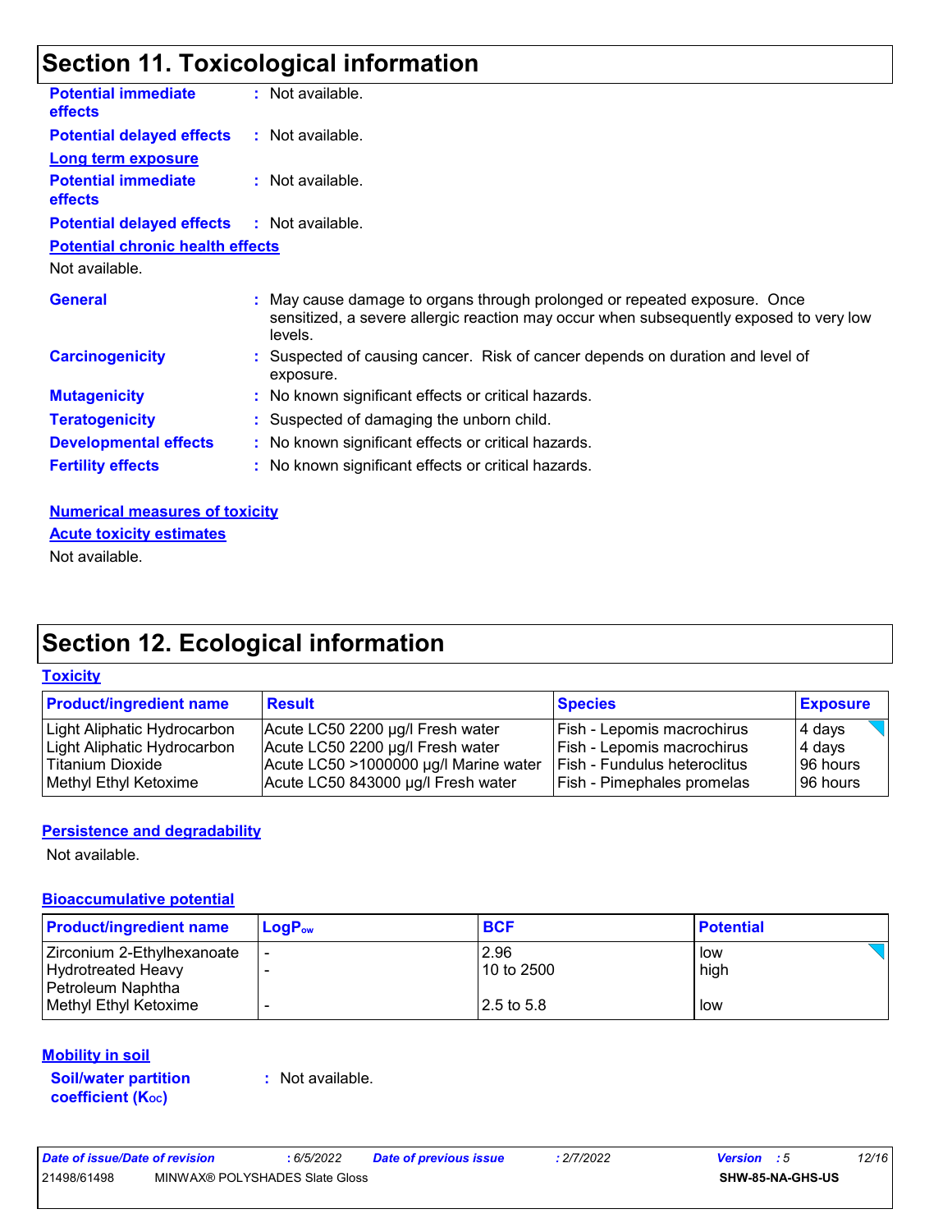# Section 11. Toxicological information

**Potential immediate effects** : Not available.

**Potential delayed effects** : Not available.

**Long term exposure**

**Potential immediate effects** : Not available.

**Potential delayed effects** : Not available.

**Potential chronic health effects**

Not available.

**General** : May cause damage to organs through prolonged or repeated exposure. Once sensitized, a severe allergic reaction may occur when subsequently exposed to very low levels.

**Carcinogenicity** : Suspected of causing cancer. Risk of cancer depends on duration and level of exposure.

**Mutagenicity** : No known significant effects or critical hazards.

**Teratogenicity** : Suspected of damaging the unborn child.

**Developmental effects** : No known significant effects or critical hazards.

**Fertility effects** : No known significant effects or critical hazards.

**Numerical measures of toxicity**

**Acute toxicity estimates**

Not available.

# Section 12. Ecological information

**Toxicity**

| Product/ingredient name | Result | Species | Exposure |
|---|---|---|---|
| Light Aliphatic Hydrocarbon | Acute LC50 2200 µg/l Fresh water | Fish - Lepomis macrochirus | 4 days |
| Light Aliphatic Hydrocarbon | Acute LC50 2200 µg/l Fresh water | Fish - Lepomis macrochirus | 4 days |
| Titanium Dioxide | Acute LC50 >1000000 µg/l Marine water | Fish - Fundulus heteroclitus | 96 hours |
| Methyl Ethyl Ketoxime | Acute LC50 843000 µg/l Fresh water | Fish - Pimephales promelas | 96 hours |

**Persistence and degradability**

Not available.

**Bioaccumulative potential**

| Product/ingredient name | $LogP_{ow}$ | BCF | Potential |
|---|---|---|---|
| Zirconium 2-Ethylhexanoate | - | 2.96 | low |
| Hydrotreated Heavy Petroleum Naphtha | - | 10 to 2500 | high |
| Methyl Ethyl Ketoxime | - | 2.5 to 5.8 | low |

**Mobility in soil**

**Soil/water partition coefficient ($K_{OC}$)** : Not available.

| Date of issue/Date of revision | : 6/5/2022 | Date of previous issue | : 2/7/2022 | Version : 5 |
|---|---|---|---|---|
| 21498/61498 | MINWAX® POLYSHADES Slate Gloss | | | SHW-85-NA-GHS-US |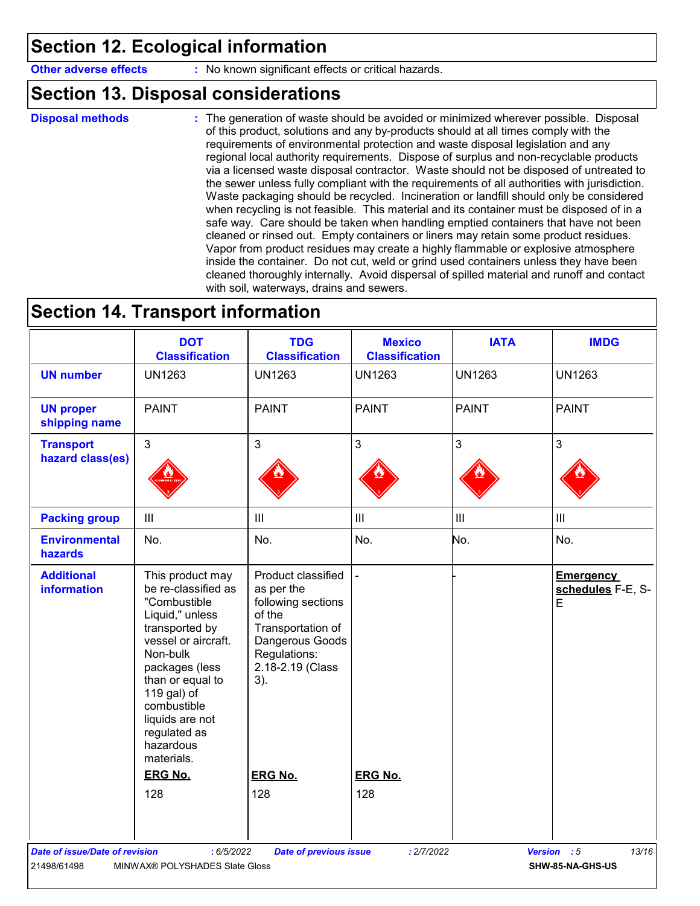## Section 12. Ecological information

**Other adverse effects** : No known significant effects or critical hazards.

## Section 13. Disposal considerations

**Disposal methods** : The generation of waste should be avoided or minimized wherever possible. Disposal of this product, solutions and any by-products should at all times comply with the requirements of environmental protection and waste disposal legislation and any regional local authority requirements. Dispose of surplus and non-recyclable products via a licensed waste disposal contractor. Waste should not be disposed of untreated to the sewer unless fully compliant with the requirements of all authorities with jurisdiction. Waste packaging should be recycled. Incineration or landfill should only be considered when recycling is not feasible. This material and its container must be disposed of in a safe way. Care should be taken when handling emptied containers that have not been cleaned or rinsed out. Empty containers or liners may retain some product residues. Vapor from product residues may create a highly flammable or explosive atmosphere inside the container. Do not cut, weld or grind used containers unless they have been cleaned thoroughly internally. Avoid dispersal of spilled material and runoff and contact with soil, waterways, drains and sewers.

## Section 14. Transport information

| | DOT Classification | TDG Classification | Mexico Classification | IATA | IMDG |
|---|---|---|---|---|---|
| **UN number** | UN1263 | UN1263 | UN1263 | UN1263 | UN1263 |
| **UN proper shipping name** | PAINT | PAINT | PAINT | PAINT | PAINT |
| **Transport hazard class(es)** | 3 | 3 | 3 | 3 | 3 |
| **Packing group** | III | III | III | III | III |
| **Environmental hazards** | No. | No. | No. | No. | No. |
| **Additional information** | This product may be re-classified as "Combustible Liquid," unless transported by vessel or aircraft. Non-bulk packages (less than or equal to 119 gal) of combustible liquids are not regulated as hazardous materials. **ERG No.** 128 | Product classified as per the following sections of the Transportation of Dangerous Goods Regulations: 2.18-2.19 (Class 3). **ERG No.** 128 | - **ERG No.** 128 | - | **Emergency schedules** F-E, S-E |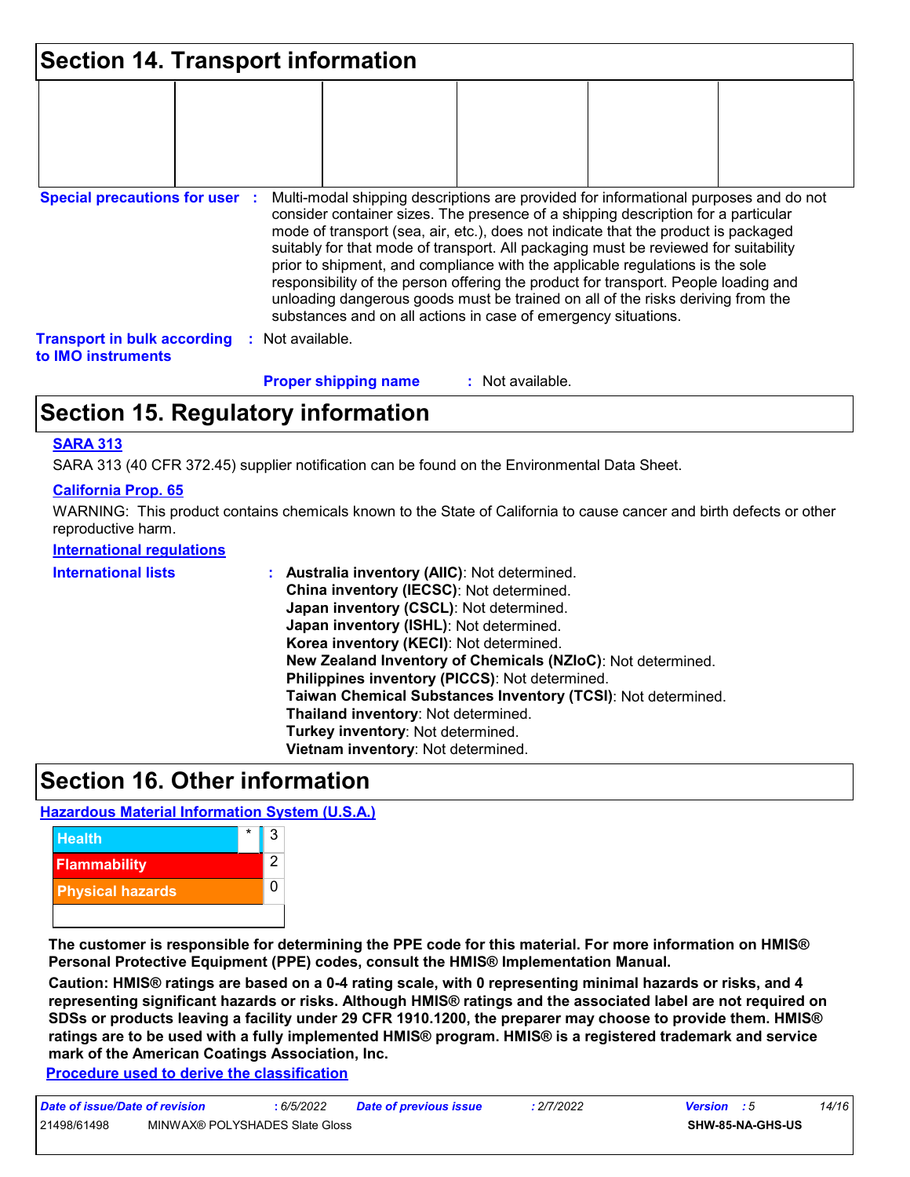## Section 14. Transport information

| | | | | | |
|---|---|---|---|---|---|
| | | | | | |

**Special precautions for user** : Multi-modal shipping descriptions are provided for informational purposes and do not consider container sizes. The presence of a shipping description for a particular mode of transport (sea, air, etc.), does not indicate that the product is packaged suitably for that mode of transport. All packaging must be reviewed for suitability prior to shipment, and compliance with the applicable regulations is the sole responsibility of the person offering the product for transport. People loading and unloading dangerous goods must be trained on all of the risks deriving from the substances and on all actions in case of emergency situations.

**Transport in bulk according to IMO instruments** : Not available.

**Proper shipping name** : Not available.

## Section 15. Regulatory information

**SARA 313**

SARA 313 (40 CFR 372.45) supplier notification can be found on the Environmental Data Sheet.

**California Prop. 65**

WARNING: This product contains chemicals known to the State of California to cause cancer and birth defects or other reproductive harm.

**International regulations**

**International lists** :
- **Australia inventory (AIIC)**: Not determined.
- **China inventory (IECSC)**: Not determined.
- **Japan inventory (CSCL)**: Not determined.
- **Japan inventory (ISHL)**: Not determined.
- **Korea inventory (KECI)**: Not determined.
- **New Zealand Inventory of Chemicals (NZIoC)**: Not determined.
- **Philippines inventory (PICCS)**: Not determined.
- **Taiwan Chemical Substances Inventory (TCSI)**: Not determined.
- **Thailand inventory**: Not determined.
- **Turkey inventory**: Not determined.
- **Vietnam inventory**: Not determined.

## Section 16. Other information

**Hazardous Material Information System (U.S.A.)**

| | | |
|---|---|---|
| Health | * | 3 |
| Flammability | | 2 |
| Physical hazards | | 0 |
| | | |

**The customer is responsible for determining the PPE code for this material. For more information on HMIS® Personal Protective Equipment (PPE) codes, consult the HMIS® Implementation Manual.**

**Caution: HMIS® ratings are based on a 0-4 rating scale, with 0 representing minimal hazards or risks, and 4 representing significant hazards or risks. Although HMIS® ratings and the associated label are not required on SDSs or products leaving a facility under 29 CFR 1910.1200, the preparer may choose to provide them. HMIS® ratings are to be used with a fully implemented HMIS® program. HMIS® is a registered trademark and service mark of the American Coatings Association, Inc.**

**Procedure used to derive the classification**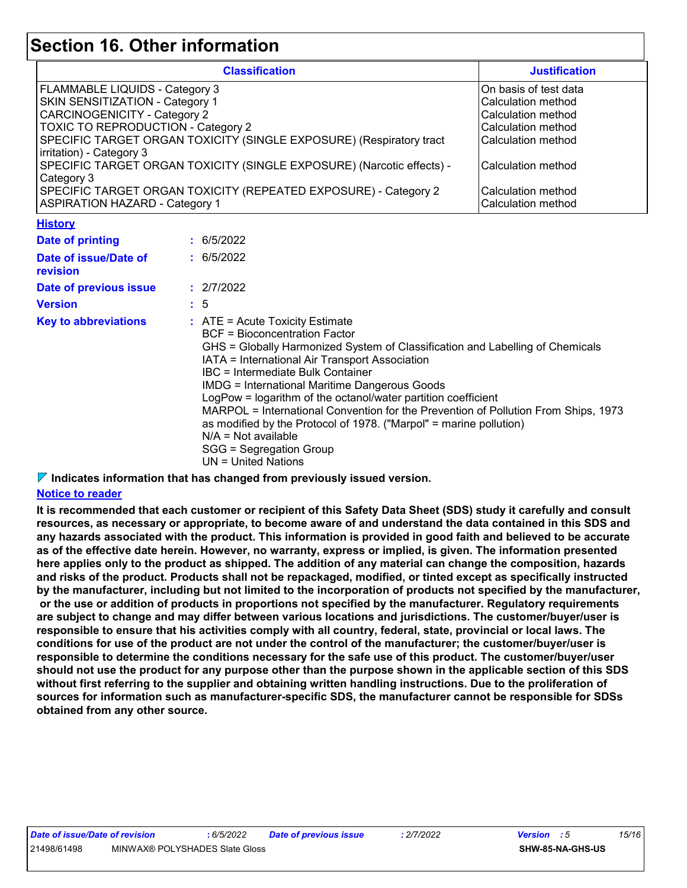# Section 16. Other information

| Classification | Justification |
| --- | --- |
| FLAMMABLE LIQUIDS - Category 3 | On basis of test data |
| SKIN SENSITIZATION - Category 1 | Calculation method |
| CARCINOGENICITY - Category 2 | Calculation method |
| TOXIC TO REPRODUCTION - Category 2 | Calculation method |
| SPECIFIC TARGET ORGAN TOXICITY (SINGLE EXPOSURE) (Respiratory tract irritation) - Category 3 | Calculation method |
| SPECIFIC TARGET ORGAN TOXICITY (SINGLE EXPOSURE) (Narcotic effects) - Category 3 | Calculation method |
| SPECIFIC TARGET ORGAN TOXICITY (REPEATED EXPOSURE) - Category 2 | Calculation method |
| ASPIRATION HAZARD - Category 1 | Calculation method |

**History**

**Date of printing** : 6/5/2022

**Date of issue/Date of revision** : 6/5/2022

**Date of previous issue** : 2/7/2022

**Version** : 5

**Key to abbreviations** :
ATE = Acute Toxicity Estimate
BCF = Bioconcentration Factor
GHS = Globally Harmonized System of Classification and Labelling of Chemicals
IATA = International Air Transport Association
IBC = Intermediate Bulk Container
IMDG = International Maritime Dangerous Goods
LogPow = logarithm of the octanol/water partition coefficient
MARPOL = International Convention for the Prevention of Pollution From Ships, 1973 as modified by the Protocol of 1978. ("Marpol" = marine pollution)
N/A = Not available
SGG = Segregation Group
UN = United Nations

**Indicates information that has changed from previously issued version.**

**Notice to reader**

**It is recommended that each customer or recipient of this Safety Data Sheet (SDS) study it carefully and consult resources, as necessary or appropriate, to become aware of and understand the data contained in this SDS and any hazards associated with the product. This information is provided in good faith and believed to be accurate as of the effective date herein. However, no warranty, express or implied, is given. The information presented here applies only to the product as shipped. The addition of any material can change the composition, hazards and risks of the product. Products shall not be repackaged, modified, or tinted except as specifically instructed by the manufacturer, including but not limited to the incorporation of products not specified by the manufacturer, or the use or addition of products in proportions not specified by the manufacturer. Regulatory requirements are subject to change and may differ between various locations and jurisdictions. The customer/buyer/user is responsible to ensure that his activities comply with all country, federal, state, provincial or local laws. The conditions for use of the product are not under the control of the manufacturer; the customer/buyer/user is responsible to determine the conditions necessary for the safe use of this product. The customer/buyer/user should not use the product for any purpose other than the purpose shown in the applicable section of this SDS without first referring to the supplier and obtaining written handling instructions. Due to the proliferation of sources for information such as manufacturer-specific SDS, the manufacturer cannot be responsible for SDSs obtained from any other source.**